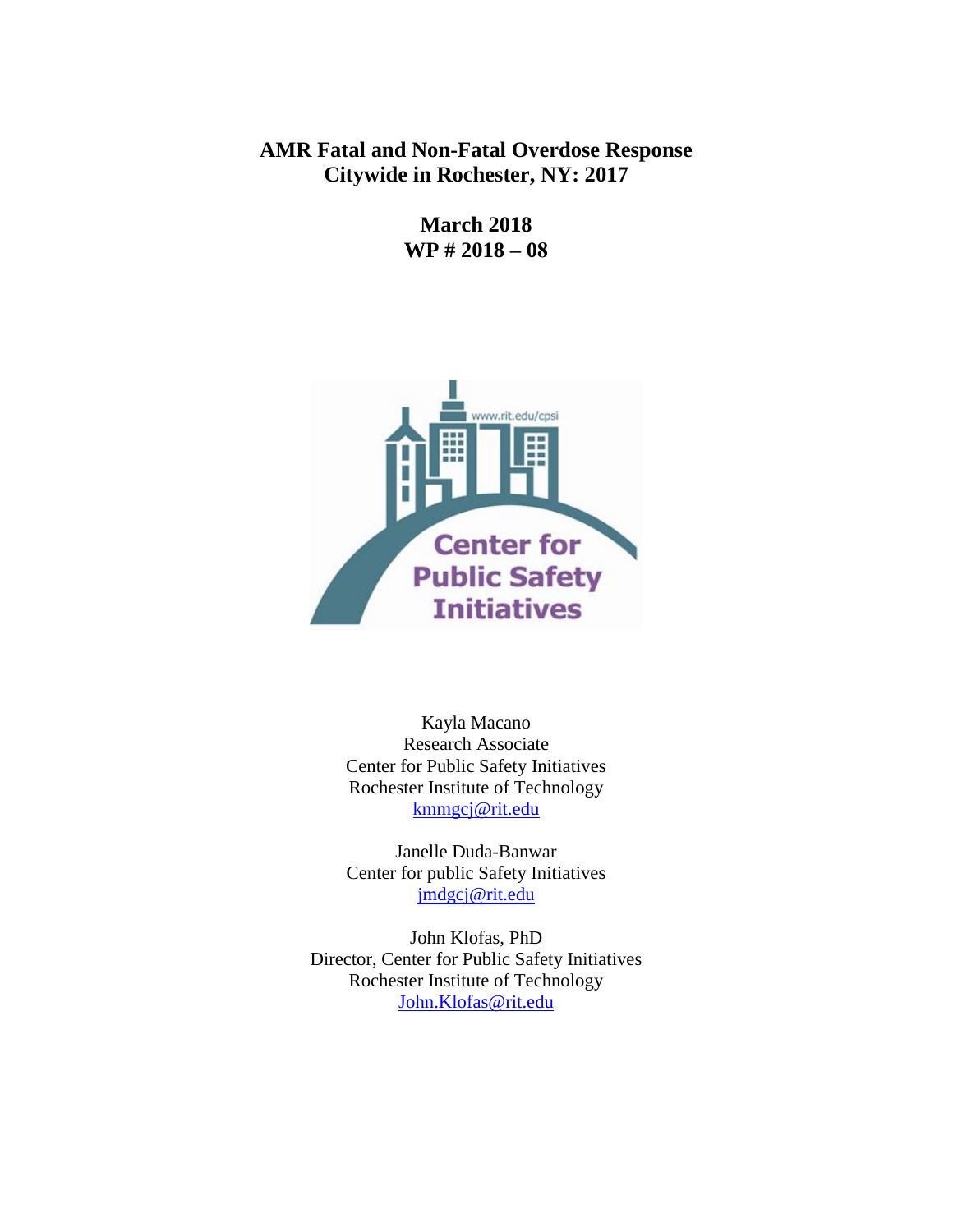# AMR Fatal and Non-Fatal Overdose Response Citywide in Rochester, NY: 2017

**March 2018**
**WP # 2018 – 08**

Kayla Macano
Research Associate
Center for Public Safety Initiatives
Rochester Institute of Technology
kmmgcj@rit.edu

Janelle Duda-Banwar
Center for public Safety Initiatives
jmdgcj@rit.edu

John Klofas, PhD
Director, Center for Public Safety Initiatives
Rochester Institute of Technology
John.Klofas@rit.edu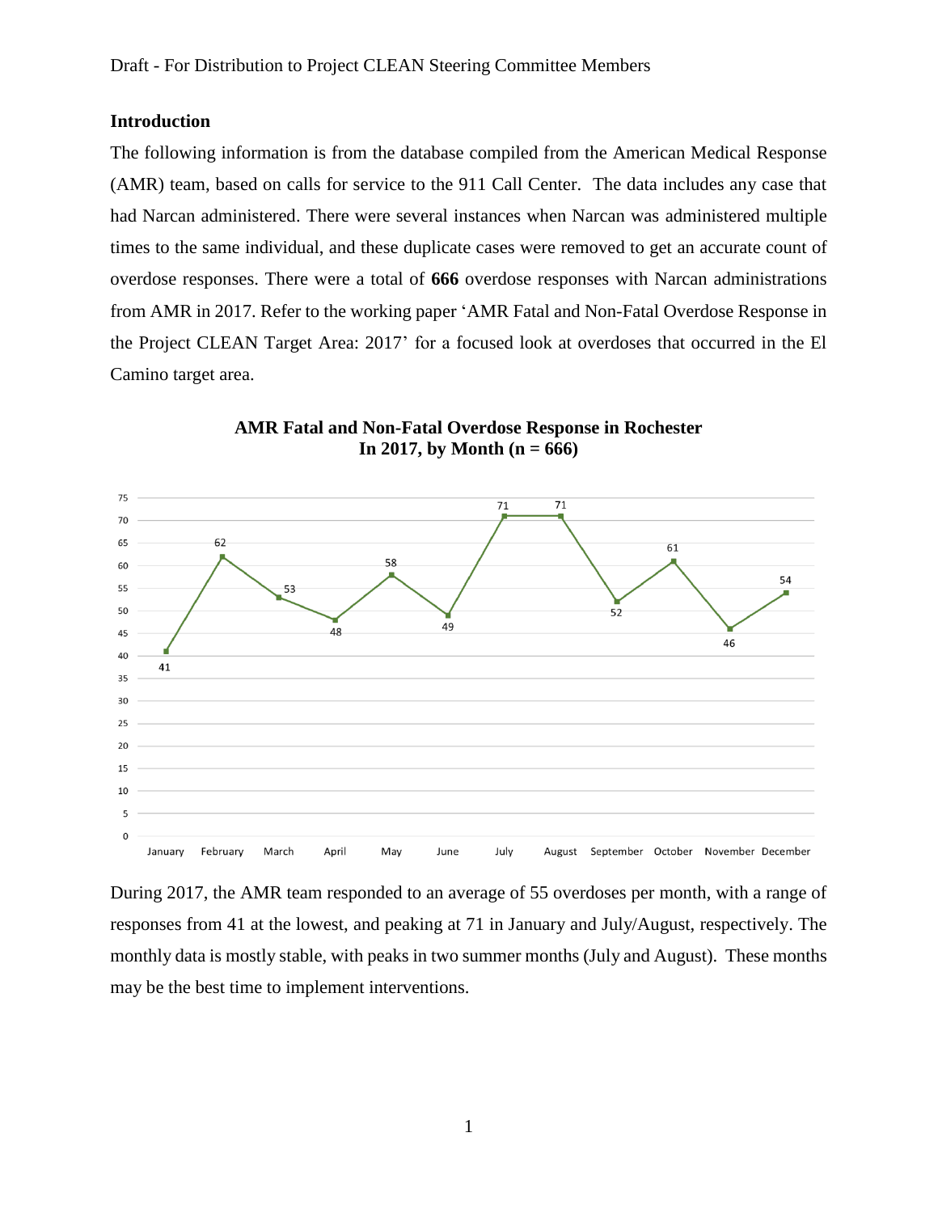## Introduction

The following information is from the database compiled from the American Medical Response (AMR) team, based on calls for service to the 911 Call Center. The data includes any case that had Narcan administered. There were several instances when Narcan was administered multiple times to the same individual, and these duplicate cases were removed to get an accurate count of overdose responses. There were a total of **666** overdose responses with Narcan administrations from AMR in 2017. Refer to the working paper 'AMR Fatal and Non-Fatal Overdose Response in the Project CLEAN Target Area: 2017' for a focused look at overdoses that occurred in the El Camino target area.

**AMR Fatal and Non-Fatal Overdose Response in Rochester In 2017, by Month (n = 666)**

| Month | Overdose Responses |
|---|---|
| January | 41 |
| February | 62 |
| March | 53 |
| April | 48 |
| May | 58 |
| June | 49 |
| July | 71 |
| August | 71 |
| September | 52 |
| October | 61 |
| November | 46 |
| December | 54 |

During 2017, the AMR team responded to an average of 55 overdoses per month, with a range of responses from 41 at the lowest, and peaking at 71 in January and July/August, respectively. The monthly data is mostly stable, with peaks in two summer months (July and August). These months may be the best time to implement interventions.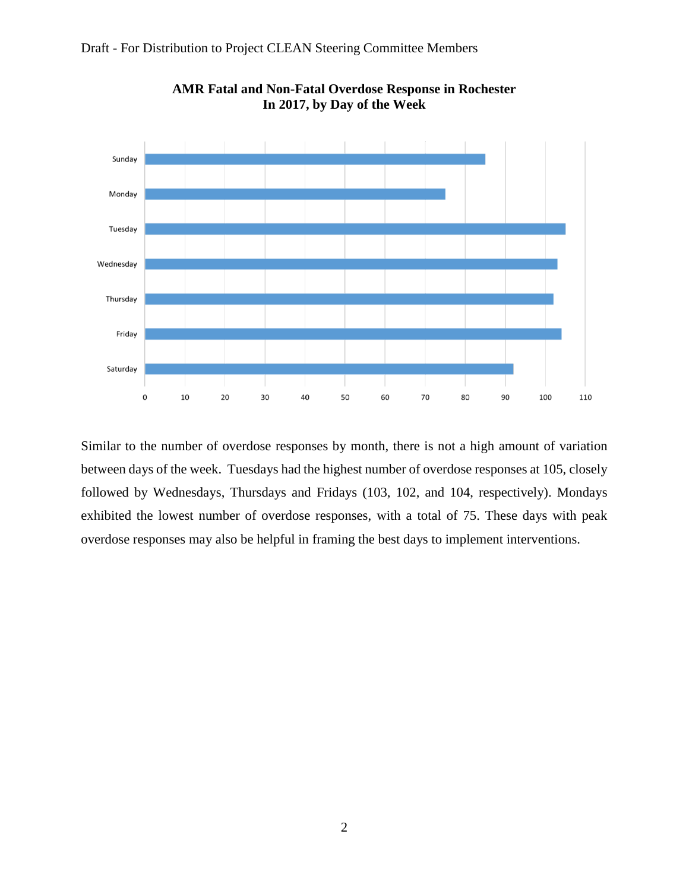**AMR Fatal and Non-Fatal Overdose Response in Rochester In 2017, by Day of the Week**

Similar to the number of overdose responses by month, there is not a high amount of variation between days of the week. Tuesdays had the highest number of overdose responses at 105, closely followed by Wednesdays, Thursdays and Fridays (103, 102, and 104, respectively). Mondays exhibited the lowest number of overdose responses, with a total of 75. These days with peak overdose responses may also be helpful in framing the best days to implement interventions.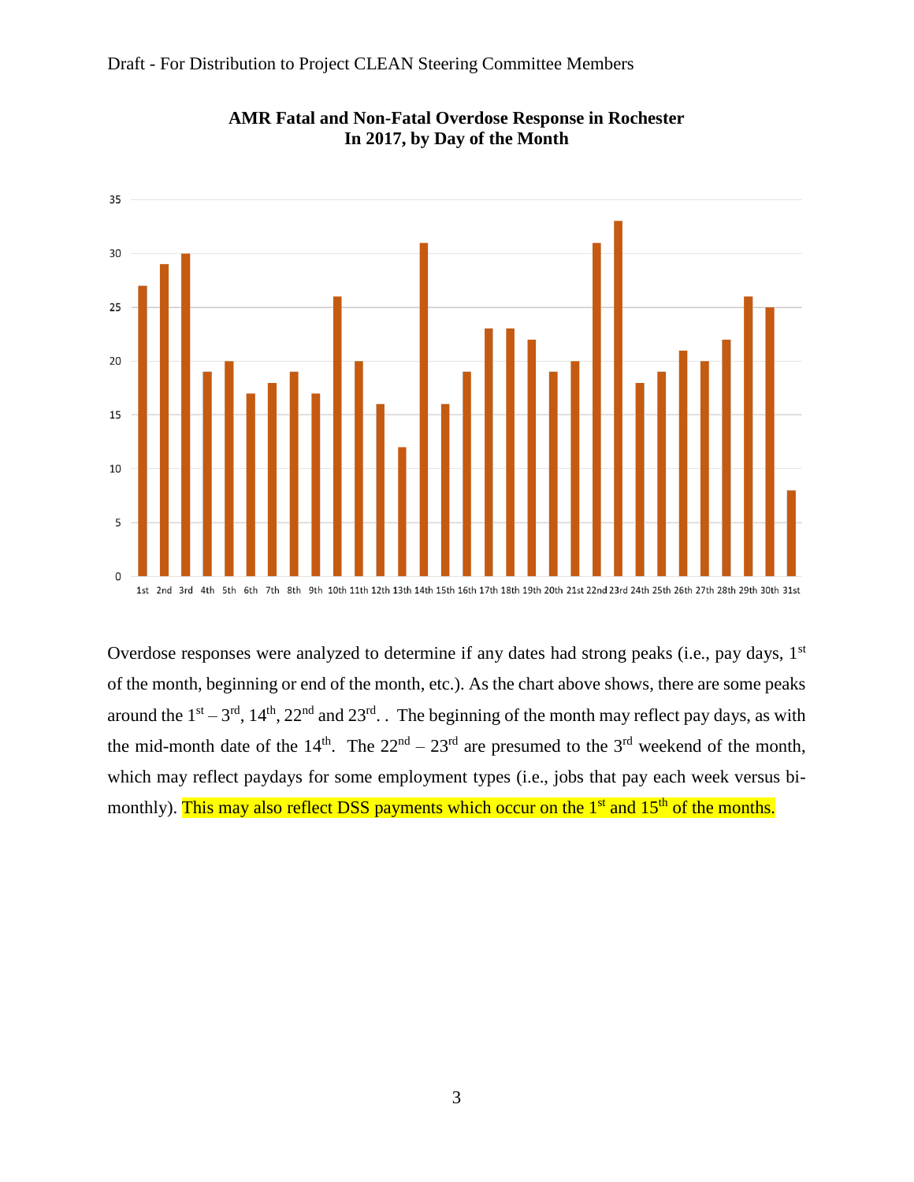**AMR Fatal and Non-Fatal Overdose Response in Rochester In 2017, by Day of the Month**

| Day | Responses |
|---|---|
| 1st | 27 |
| 2nd | 29 |
| 3rd | 30 |
| 4th | 19 |
| 5th | 20 |
| 6th | 17 |
| 7th | 18 |
| 8th | 19 |
| 9th | 17 |
| 10th | 26 |
| 11th | 20 |
| 12th | 16 |
| 13th | 12 |
| 14th | 31 |
| 15th | 16 |
| 16th | 19 |
| 17th | 23 |
| 18th | 23 |
| 19th | 22 |
| 20th | 19 |
| 21st | 20 |
| 22nd | 31 |
| 23rd | 33 |
| 24th | 18 |
| 25th | 19 |
| 26th | 21 |
| 27th | 20 |
| 28th | 22 |
| 29th | 26 |
| 30th | 25 |
| 31st | 8 |

Overdose responses were analyzed to determine if any dates had strong peaks (i.e., pay days, 1st of the month, beginning or end of the month, etc.). As the chart above shows, there are some peaks around the 1st – 3rd, 14th, 22nd and 23rd. . The beginning of the month may reflect pay days, as with the mid-month date of the 14th. The 22nd – 23rd are presumed to the 3rd weekend of the month, which may reflect paydays for some employment types (i.e., jobs that pay each week versus bi-monthly). This may also reflect DSS payments which occur on the 1st and 15th of the months.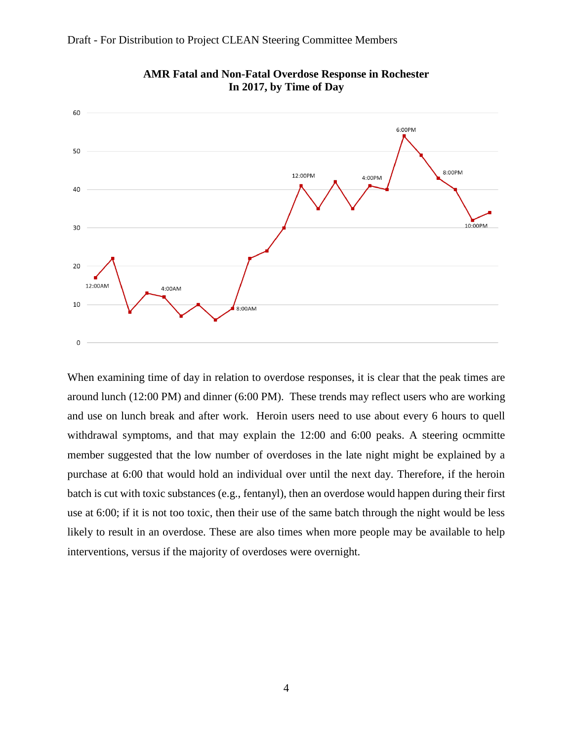**AMR Fatal and Non-Fatal Overdose Response in Rochester In 2017, by Time of Day**

When examining time of day in relation to overdose responses, it is clear that the peak times are around lunch (12:00 PM) and dinner (6:00 PM). These trends may reflect users who are working and use on lunch break and after work. Heroin users need to use about every 6 hours to quell withdrawal symptoms, and that may explain the 12:00 and 6:00 peaks. A steering ocmmitte member suggested that the low number of overdoses in the late night might be explained by a purchase at 6:00 that would hold an individual over until the next day. Therefore, if the heroin batch is cut with toxic substances (e.g., fentanyl), then an overdose would happen during their first use at 6:00; if it is not too toxic, then their use of the same batch through the night would be less likely to result in an overdose. These are also times when more people may be available to help interventions, versus if the majority of overdoses were overnight.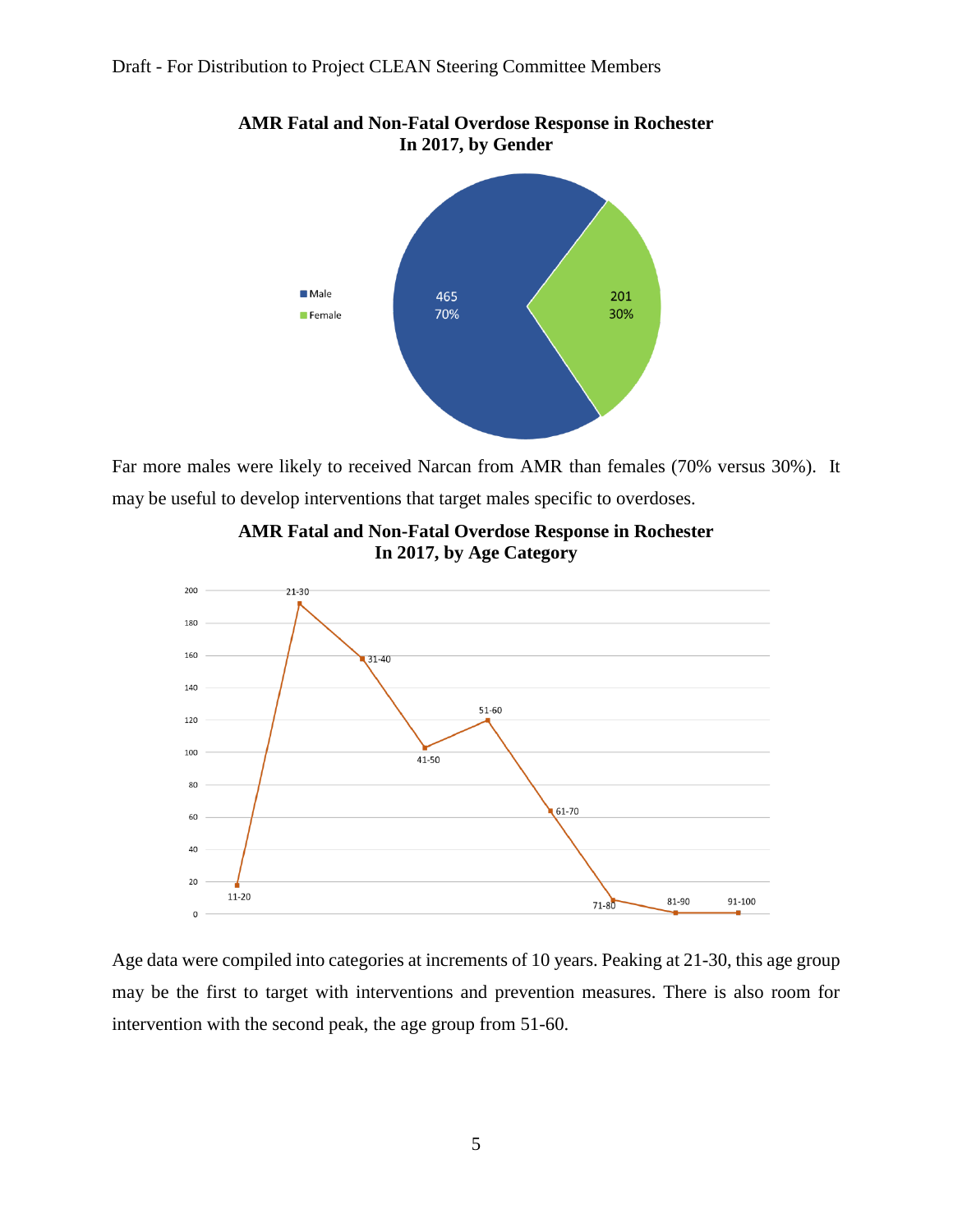**AMR Fatal and Non-Fatal Overdose Response in Rochester In 2017, by Gender**

Male 465 70%

Female 201 30%

Far more males were likely to received Narcan from AMR than females (70% versus 30%). It may be useful to develop interventions that target males specific to overdoses.

**AMR Fatal and Non-Fatal Overdose Response in Rochester In 2017, by Age Category**

Age data were compiled into categories at increments of 10 years. Peaking at 21-30, this age group may be the first to target with interventions and prevention measures. There is also room for intervention with the second peak, the age group from 51-60.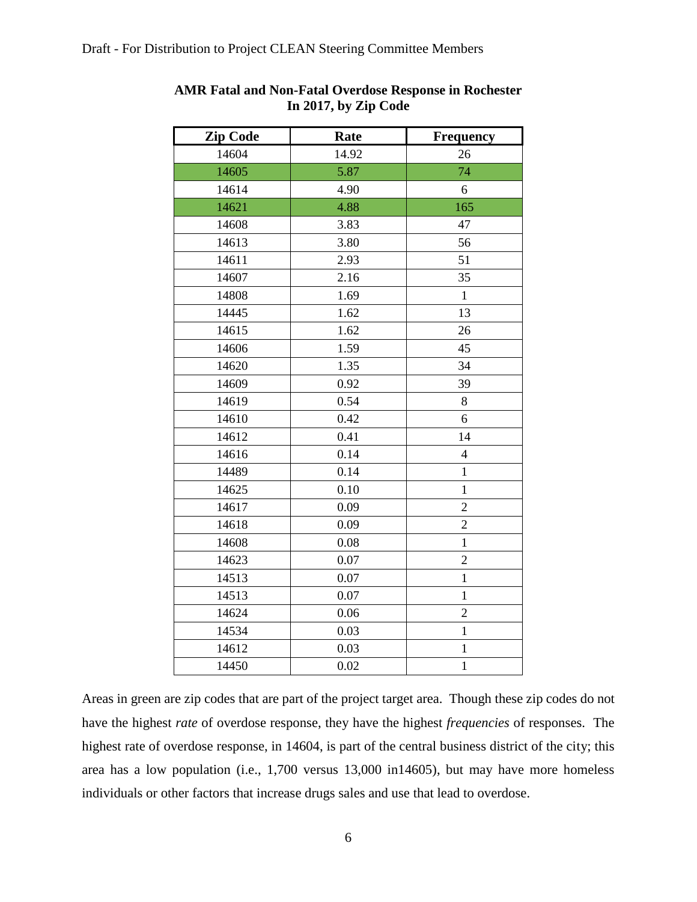**AMR Fatal and Non-Fatal Overdose Response in Rochester In 2017, by Zip Code**

| Zip Code | Rate | Frequency |
|---|---|---|
| 14604 | 14.92 | 26 |
| 14605 | 5.87 | 74 |
| 14614 | 4.90 | 6 |
| 14621 | 4.88 | 165 |
| 14608 | 3.83 | 47 |
| 14613 | 3.80 | 56 |
| 14611 | 2.93 | 51 |
| 14607 | 2.16 | 35 |
| 14808 | 1.69 | 1 |
| 14445 | 1.62 | 13 |
| 14615 | 1.62 | 26 |
| 14606 | 1.59 | 45 |
| 14620 | 1.35 | 34 |
| 14609 | 0.92 | 39 |
| 14619 | 0.54 | 8 |
| 14610 | 0.42 | 6 |
| 14612 | 0.41 | 14 |
| 14616 | 0.14 | 4 |
| 14489 | 0.14 | 1 |
| 14625 | 0.10 | 1 |
| 14617 | 0.09 | 2 |
| 14618 | 0.09 | 2 |
| 14608 | 0.08 | 1 |
| 14623 | 0.07 | 2 |
| 14513 | 0.07 | 1 |
| 14513 | 0.07 | 1 |
| 14624 | 0.06 | 2 |
| 14534 | 0.03 | 1 |
| 14612 | 0.03 | 1 |
| 14450 | 0.02 | 1 |

Areas in green are zip codes that are part of the project target area. Though these zip codes do not have the highest *rate* of overdose response, they have the highest *frequencies* of responses. The highest rate of overdose response, in 14604, is part of the central business district of the city; this area has a low population (i.e., 1,700 versus 13,000 in14605), but may have more homeless individuals or other factors that increase drugs sales and use that lead to overdose.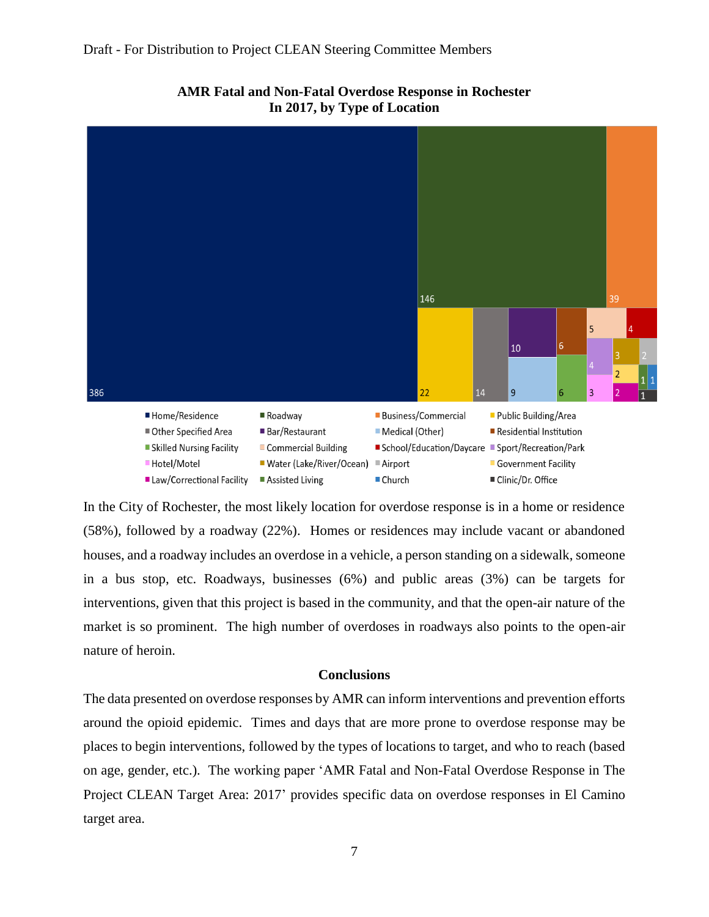Draft - For Distribution to Project CLEAN Steering Committee Members

**AMR Fatal and Non-Fatal Overdose Response in Rochester In 2017, by Type of Location**

386
146
39
22
14
10
9
6
6
5
4
4
3
3
2
2
2
1
1
1

Home/Residence
Roadway
Business/Commercial
Public Building/Area
Other Specified Area
Bar/Restaurant
Medical (Other)
Residential Institution
Skilled Nursing Facility
Commercial Building
School/Education/Daycare
Sport/Recreation/Park
Hotel/Motel
Water (Lake/River/Ocean)
Airport
Government Facility
Law/Correctional Facility
Assisted Living
Church
Clinic/Dr. Office

In the City of Rochester, the most likely location for overdose response is in a home or residence (58%), followed by a roadway (22%). Homes or residences may include vacant or abandoned houses, and a roadway includes an overdose in a vehicle, a person standing on a sidewalk, someone in a bus stop, etc. Roadways, businesses (6%) and public areas (3%) can be targets for interventions, given that this project is based in the community, and that the open-air nature of the market is so prominent. The high number of overdoses in roadways also points to the open-air nature of heroin.

## Conclusions

The data presented on overdose responses by AMR can inform interventions and prevention efforts around the opioid epidemic. Times and days that are more prone to overdose response may be places to begin interventions, followed by the types of locations to target, and who to reach (based on age, gender, etc.). The working paper 'AMR Fatal and Non-Fatal Overdose Response in The Project CLEAN Target Area: 2017' provides specific data on overdose responses in El Camino target area.